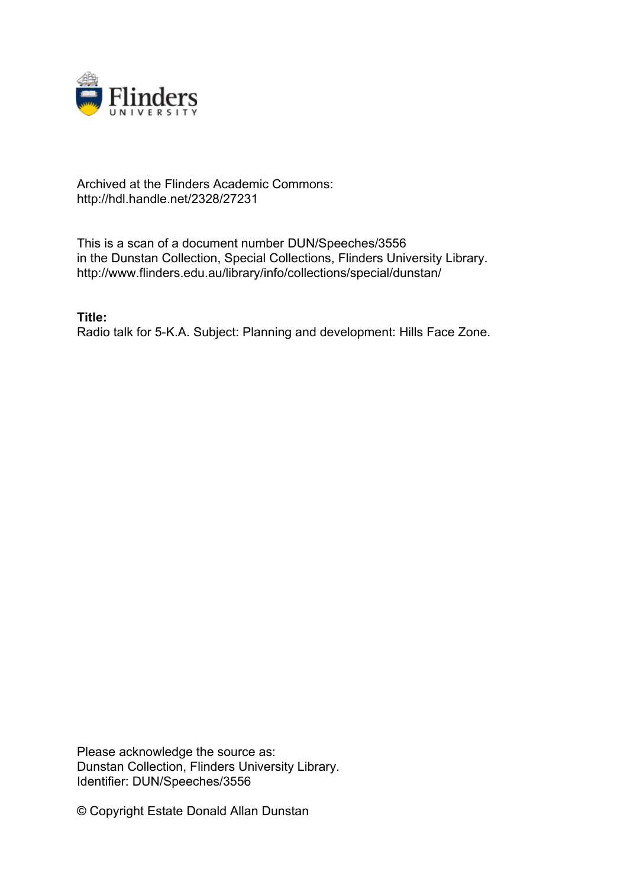Archived at the Flinders Academic Commons:
http://hdl.handle.net/2328/27231

This is a scan of a document number DUN/Speeches/3556
in the Dunstan Collection, Special Collections, Flinders University Library.
http://www.flinders.edu.au/library/info/collections/special/dunstan/

**Title:**
Radio talk for 5-K.A. Subject: Planning and development: Hills Face Zone.

Please acknowledge the source as:
Dunstan Collection, Flinders University Library.
Identifier: DUN/Speeches/3556

© Copyright Estate Donald Allan Dunstan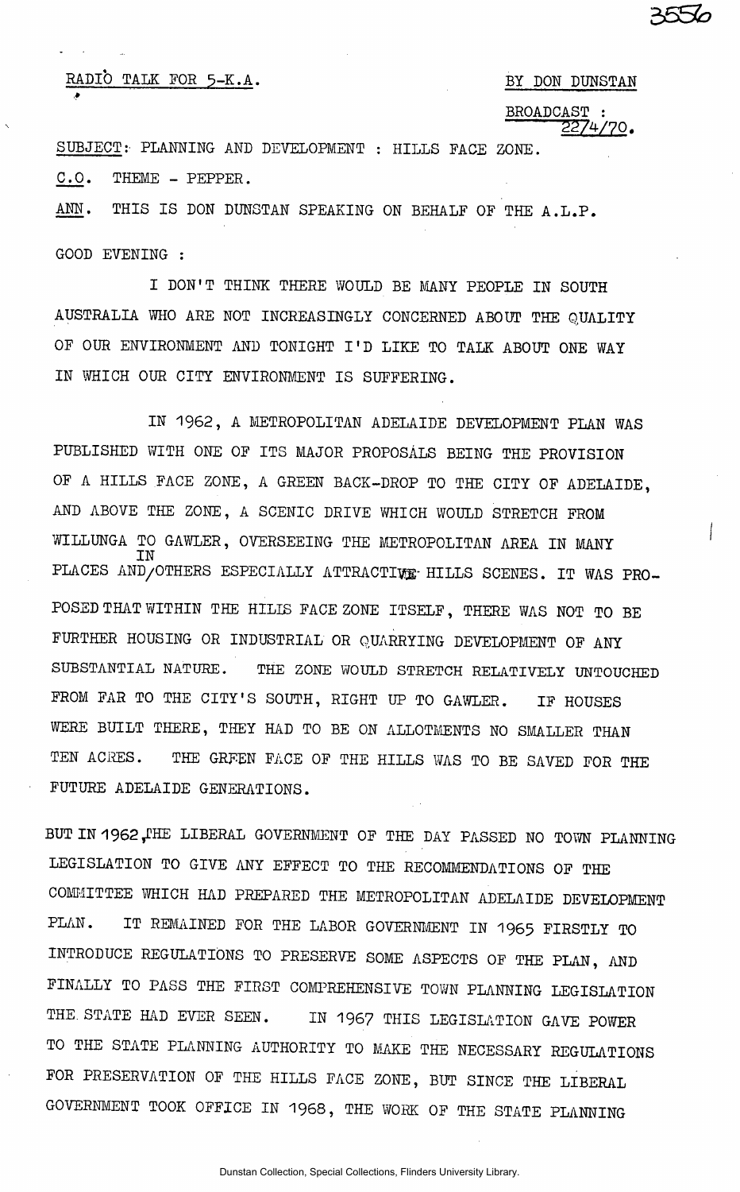RADIO TALK FOR 5-K.A.

BY DON DUNSTAN

BROADCAST : 22/4/70.

SUBJECT: PLANNING AND DEVELOPMENT : HILLS FACE ZONE.

C.O. THEME - PEPPER.

ANN. THIS IS DON DUNSTAN SPEAKING ON BEHALF OF THE A.L.P.

GOOD EVENING :

I DON'T THINK THERE WOULD BE MANY PEOPLE IN SOUTH AUSTRALIA WHO ARE NOT INCREASINGLY CONCERNED ABOUT THE QUALITY OF OUR ENVIRONMENT AND TONIGHT I'D LIKE TO TALK ABOUT ONE WAY IN WHICH OUR CITY ENVIRONMENT IS SUFFERING.

IN 1962, A METROPOLITAN ADELAIDE DEVELOPMENT PLAN WAS PUBLISHED WITH ONE OF ITS MAJOR PROPOSALS BEING THE PROVISION OF A HILLS FACE ZONE, A GREEN BACK-DROP TO THE CITY OF ADELAIDE, AND ABOVE THE ZONE, A SCENIC DRIVE WHICH WOULD STRETCH FROM WILLUNGA TO GAWLER, OVERSEEING THE METROPOLITAN AREA IN MANY PLACES AND IN OTHERS ESPECIALLY ATTRACTIVE HILLS SCENES. IT WAS PROPOSED THAT WITHIN THE HILLS FACE ZONE ITSELF, THERE WAS NOT TO BE FURTHER HOUSING OR INDUSTRIAL OR QUARRYING DEVELOPMENT OF ANY SUBSTANTIAL NATURE. THE ZONE WOULD STRETCH RELATIVELY UNTOUCHED FROM FAR TO THE CITY'S SOUTH, RIGHT UP TO GAWLER. IF HOUSES WERE BUILT THERE, THEY HAD TO BE ON ALLOTMENTS NO SMALLER THAN TEN ACRES. THE GREEN FACE OF THE HILLS WAS TO BE SAVED FOR THE FUTURE ADELAIDE GENERATIONS.

BUT IN 1962, THE LIBERAL GOVERNMENT OF THE DAY PASSED NO TOWN PLANNING LEGISLATION TO GIVE ANY EFFECT TO THE RECOMMENDATIONS OF THE COMMITTEE WHICH HAD PREPARED THE METROPOLITAN ADELAIDE DEVELOPMENT PLAN. IT REMAINED FOR THE LABOR GOVERNMENT IN 1965 FIRSTLY TO INTRODUCE REGULATIONS TO PRESERVE SOME ASPECTS OF THE PLAN, AND FINALLY TO PASS THE FIRST COMPREHENSIVE TOWN PLANNING LEGISLATION THE STATE HAD EVER SEEN. IN 1967 THIS LEGISLATION GAVE POWER TO THE STATE PLANNING AUTHORITY TO MAKE THE NECESSARY REGULATIONS FOR PRESERVATION OF THE HILLS FACE ZONE, BUT SINCE THE LIBERAL GOVERNMENT TOOK OFFICE IN 1968, THE WORK OF THE STATE PLANNING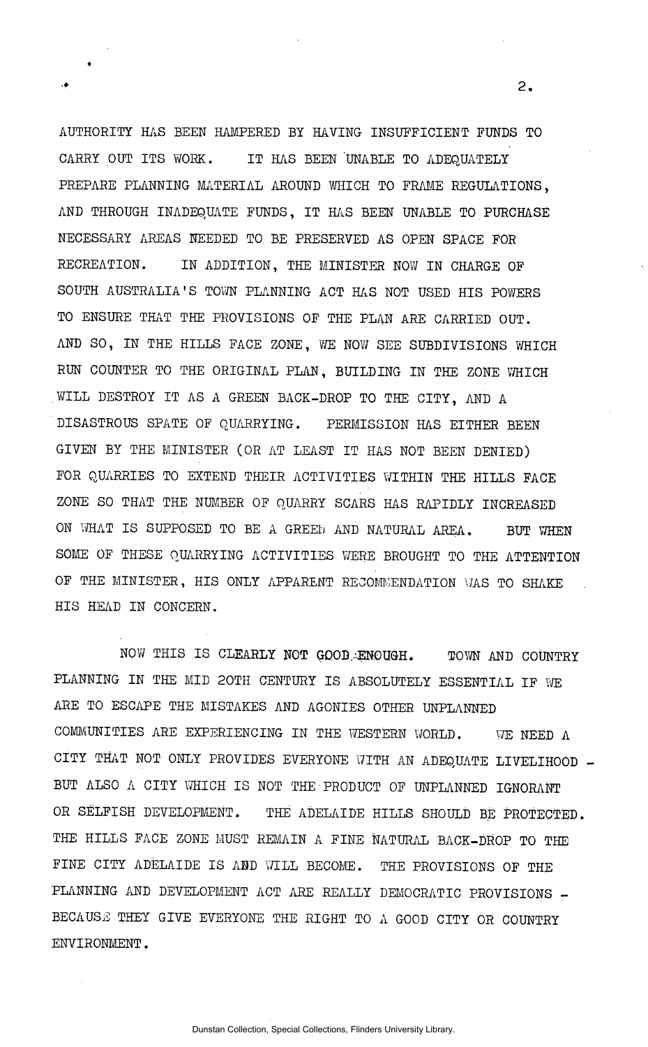AUTHORITY HAS BEEN HAMPERED BY HAVING INSUFFICIENT FUNDS TO CARRY OUT ITS WORK. IT HAS BEEN UNABLE TO ADEQUATELY PREPARE PLANNING MATERIAL AROUND WHICH TO FRAME REGULATIONS, AND THROUGH INADEQUATE FUNDS, IT HAS BEEN UNABLE TO PURCHASE NECESSARY AREAS NEEDED TO BE PRESERVED AS OPEN SPACE FOR RECREATION. IN ADDITION, THE MINISTER NOW IN CHARGE OF SOUTH AUSTRALIA'S TOWN PLANNING ACT HAS NOT USED HIS POWERS TO ENSURE THAT THE PROVISIONS OF THE PLAN ARE CARRIED OUT. AND SO, IN THE HILLS FACE ZONE, WE NOW SEE SUBDIVISIONS WHICH RUN COUNTER TO THE ORIGINAL PLAN, BUILDING IN THE ZONE WHICH WILL DESTROY IT AS A GREEN BACK-DROP TO THE CITY, AND A DISASTROUS SPATE OF QUARRYING. PERMISSION HAS EITHER BEEN GIVEN BY THE MINISTER (OR AT LEAST IT HAS NOT BEEN DENIED) FOR QUARRIES TO EXTEND THEIR ACTIVITIES WITHIN THE HILLS FACE ZONE SO THAT THE NUMBER OF QUARRY SCARS HAS RAPIDLY INCREASED ON WHAT IS SUPPOSED TO BE A GREEN AND NATURAL AREA. BUT WHEN SOME OF THESE QUARRYING ACTIVITIES WERE BROUGHT TO THE ATTENTION OF THE MINISTER, HIS ONLY APPARENT RECOMMENDATION WAS TO SHAKE HIS HEAD IN CONCERN.

NOW THIS IS CLEARLY NOT GOOD ENOUGH. TOWN AND COUNTRY PLANNING IN THE MID 20TH CENTURY IS ABSOLUTELY ESSENTIAL IF WE ARE TO ESCAPE THE MISTAKES AND AGONIES OTHER UNPLANNED COMMUNITIES ARE EXPERIENCING IN THE WESTERN WORLD. WE NEED A CITY THAT NOT ONLY PROVIDES EVERYONE WITH AN ADEQUATE LIVELIHOOD - BUT ALSO A CITY WHICH IS NOT THE PRODUCT OF UNPLANNED IGNORANT OR SELFISH DEVELOPMENT. THE ADELAIDE HILLS SHOULD BE PROTECTED. THE HILLS FACE ZONE MUST REMAIN A FINE NATURAL BACK-DROP TO THE FINE CITY ADELAIDE IS AND WILL BECOME. THE PROVISIONS OF THE PLANNING AND DEVELOPMENT ACT ARE REALLY DEMOCRATIC PROVISIONS - BECAUSE THEY GIVE EVERYONE THE RIGHT TO A GOOD CITY OR COUNTRY ENVIRONMENT.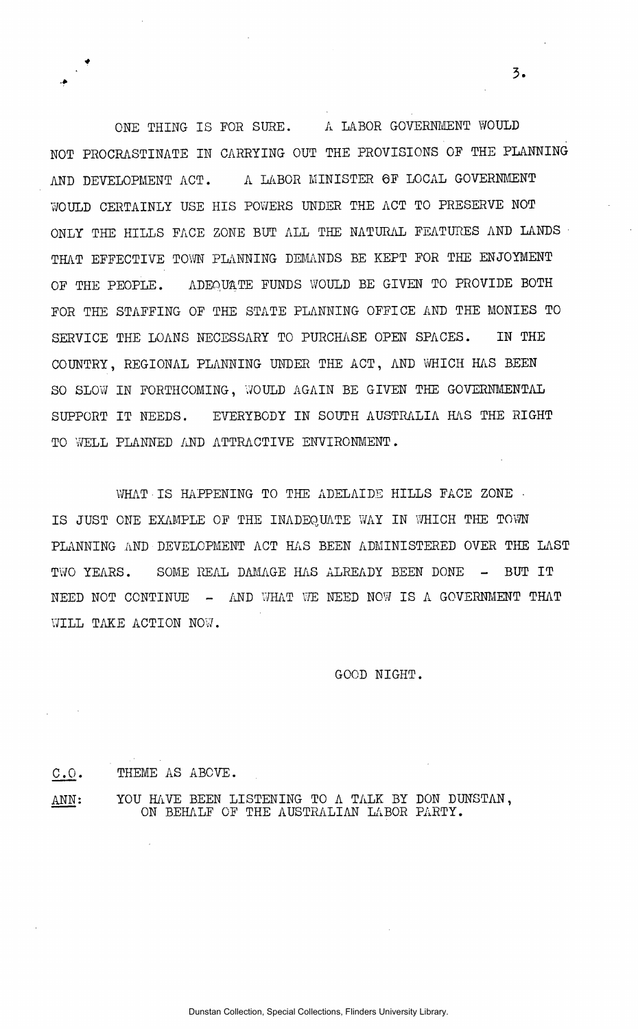ONE THING IS FOR SURE. A LABOR GOVERNMENT WOULD NOT PROCRASTINATE IN CARRYING OUT THE PROVISIONS OF THE PLANNING AND DEVELOPMENT ACT. A LABOR MINISTER OF LOCAL GOVERNMENT WOULD CERTAINLY USE HIS POWERS UNDER THE ACT TO PRESERVE NOT ONLY THE HILLS FACE ZONE BUT ALL THE NATURAL FEATURES AND LANDS THAT EFFECTIVE TOWN PLANNING DEMANDS BE KEPT FOR THE ENJOYMENT OF THE PEOPLE. ADEQUATE FUNDS WOULD BE GIVEN TO PROVIDE BOTH FOR THE STAFFING OF THE STATE PLANNING OFFICE AND THE MONIES TO SERVICE THE LOANS NECESSARY TO PURCHASE OPEN SPACES. IN THE COUNTRY, REGIONAL PLANNING UNDER THE ACT, AND WHICH HAS BEEN SO SLOW IN FORTHCOMING, WOULD AGAIN BE GIVEN THE GOVERNMENTAL SUPPORT IT NEEDS. EVERYBODY IN SOUTH AUSTRALIA HAS THE RIGHT TO WELL PLANNED AND ATTRACTIVE ENVIRONMENT.

WHAT IS HAPPENING TO THE ADELAIDE HILLS FACE ZONE IS JUST ONE EXAMPLE OF THE INADEQUATE WAY IN WHICH THE TOWN PLANNING AND DEVELOPMENT ACT HAS BEEN ADMINISTERED OVER THE LAST TWO YEARS. SOME REAL DAMAGE HAS ALREADY BEEN DONE - BUT IT NEED NOT CONTINUE - AND WHAT WE NEED NOW IS A GOVERNMENT THAT WILL TAKE ACTION NOW.

GOOD NIGHT.

C.O. THEME AS ABOVE.

ANN: YOU HAVE BEEN LISTENING TO A TALK BY DON DUNSTAN, ON BEHALF OF THE AUSTRALIAN LABOR PARTY.

Dunstan Collection, Special Collections, Flinders University Library.